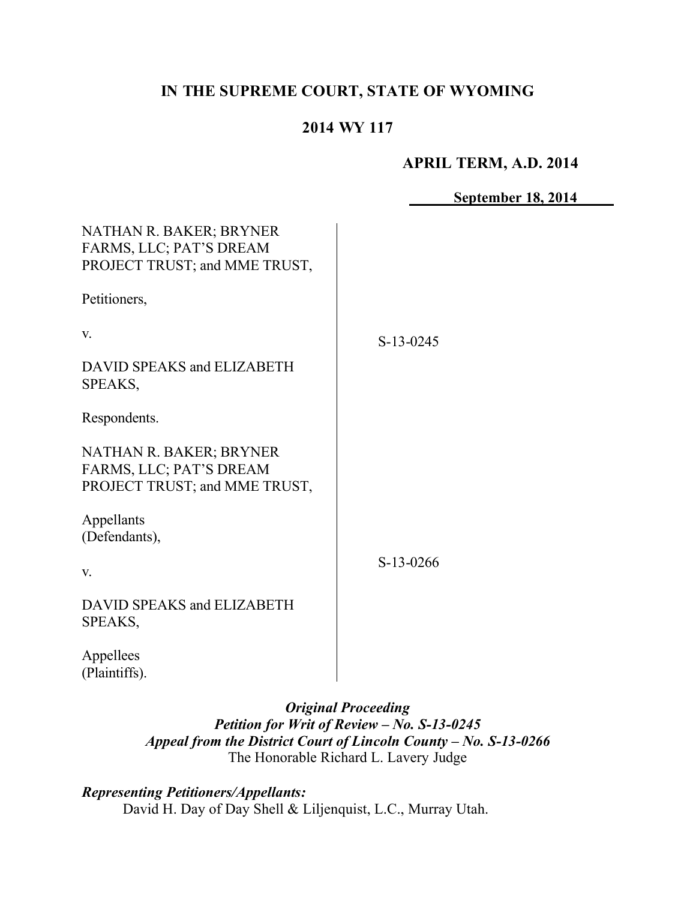**IN THE SUPREME COURT, STATE OF WYOMING**

**2014 WY 117**

**APRIL TERM, A.D. 2014**

**September 18, 2014**

NATHAN R. BAKER; BRYNER FARMS, LLC; PAT'S DREAM PROJECT TRUST; and MME TRUST,

Petitioners,

v.

DAVID SPEAKS and ELIZABETH SPEAKS,

Respondents.

S-13-0245

NATHAN R. BAKER; BRYNER FARMS, LLC; PAT'S DREAM PROJECT TRUST; and MME TRUST,

Appellants (Defendants),

v.

DAVID SPEAKS and ELIZABETH SPEAKS,

Appellees (Plaintiffs).

S-13-0266

*Original Proceeding*
*Petition for Writ of Review – No. S-13-0245*
*Appeal from the District Court of Lincoln County – No. S-13-0266*
The Honorable Richard L. Lavery Judge

***Representing Petitioners/Appellants:***

David H. Day of Day Shell & Liljenquist, L.C., Murray Utah.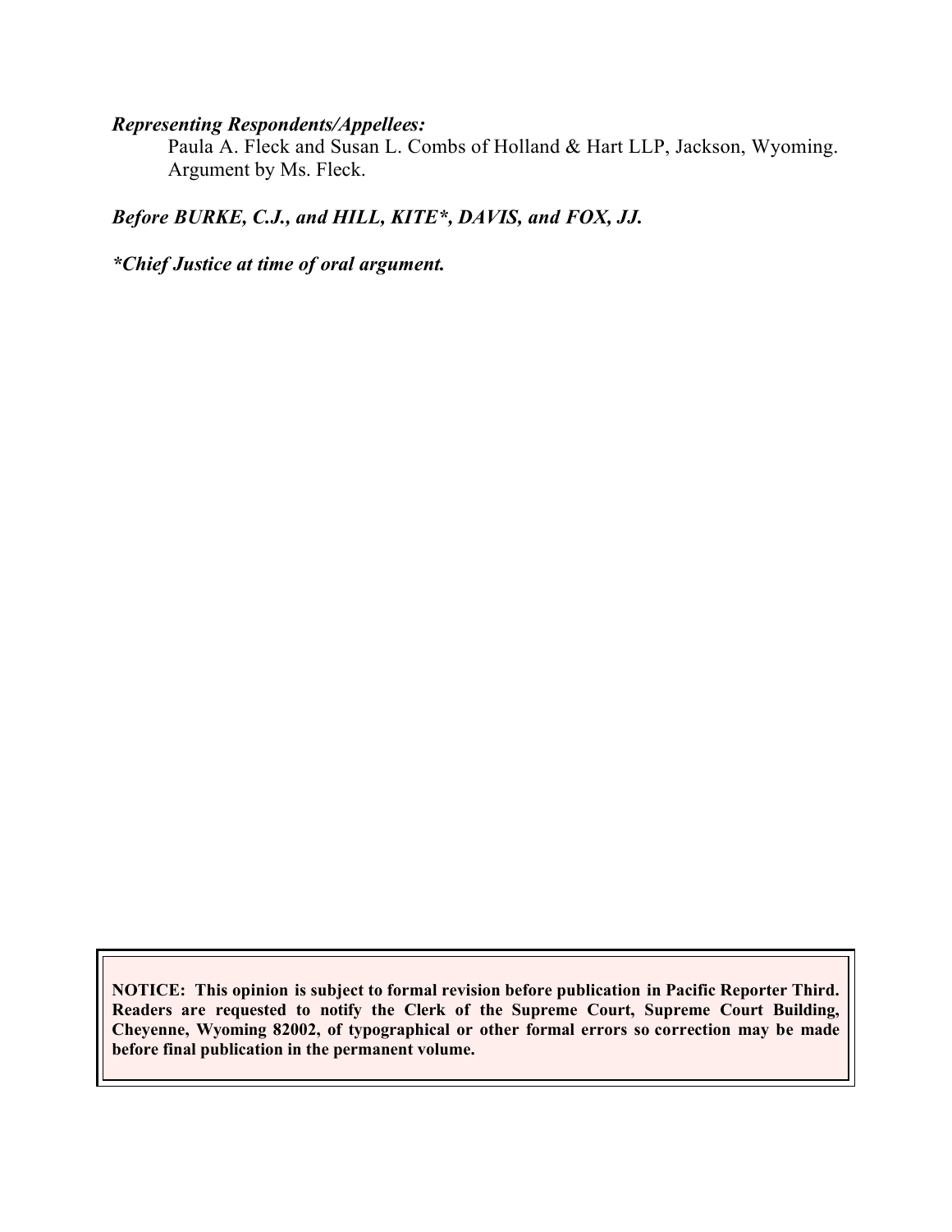***Representing Respondents/Appellees:***

Paula A. Fleck and Susan L. Combs of Holland & Hart LLP, Jackson, Wyoming. Argument by Ms. Fleck.

***Before BURKE, C.J., and HILL, KITE*, DAVIS, and FOX, JJ.***

****Chief Justice at time of oral argument.***

**NOTICE: This opinion is subject to formal revision before publication in Pacific Reporter Third. Readers are requested to notify the Clerk of the Supreme Court, Supreme Court Building, Cheyenne, Wyoming 82002, of typographical or other formal errors so correction may be made before final publication in the permanent volume.**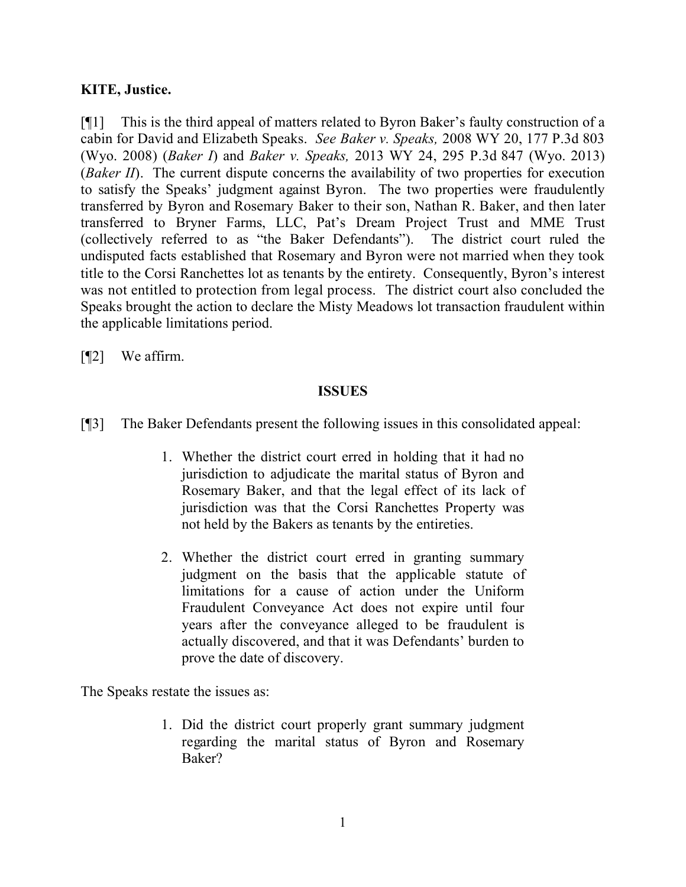**KITE, Justice.**

[¶1] This is the third appeal of matters related to Byron Baker's faulty construction of a cabin for David and Elizabeth Speaks. *See Baker v. Speaks,* 2008 WY 20, 177 P.3d 803 (Wyo. 2008) (*Baker I*) and *Baker v. Speaks,* 2013 WY 24, 295 P.3d 847 (Wyo. 2013) (*Baker II*). The current dispute concerns the availability of two properties for execution to satisfy the Speaks' judgment against Byron. The two properties were fraudulently transferred by Byron and Rosemary Baker to their son, Nathan R. Baker, and then later transferred to Bryner Farms, LLC, Pat's Dream Project Trust and MME Trust (collectively referred to as "the Baker Defendants"). The district court ruled the undisputed facts established that Rosemary and Byron were not married when they took title to the Corsi Ranchettes lot as tenants by the entirety. Consequently, Byron's interest was not entitled to protection from legal process. The district court also concluded the Speaks brought the action to declare the Misty Meadows lot transaction fraudulent within the applicable limitations period.

[¶2] We affirm.

## ISSUES

[¶3] The Baker Defendants present the following issues in this consolidated appeal:

> 1. Whether the district court erred in holding that it had no jurisdiction to adjudicate the marital status of Byron and Rosemary Baker, and that the legal effect of its lack of jurisdiction was that the Corsi Ranchettes Property was not held by the Bakers as tenants by the entireties.
>
> 2. Whether the district court erred in granting summary judgment on the basis that the applicable statute of limitations for a cause of action under the Uniform Fraudulent Conveyance Act does not expire until four years after the conveyance alleged to be fraudulent is actually discovered, and that it was Defendants' burden to prove the date of discovery.

The Speaks restate the issues as:

> 1. Did the district court properly grant summary judgment regarding the marital status of Byron and Rosemary Baker?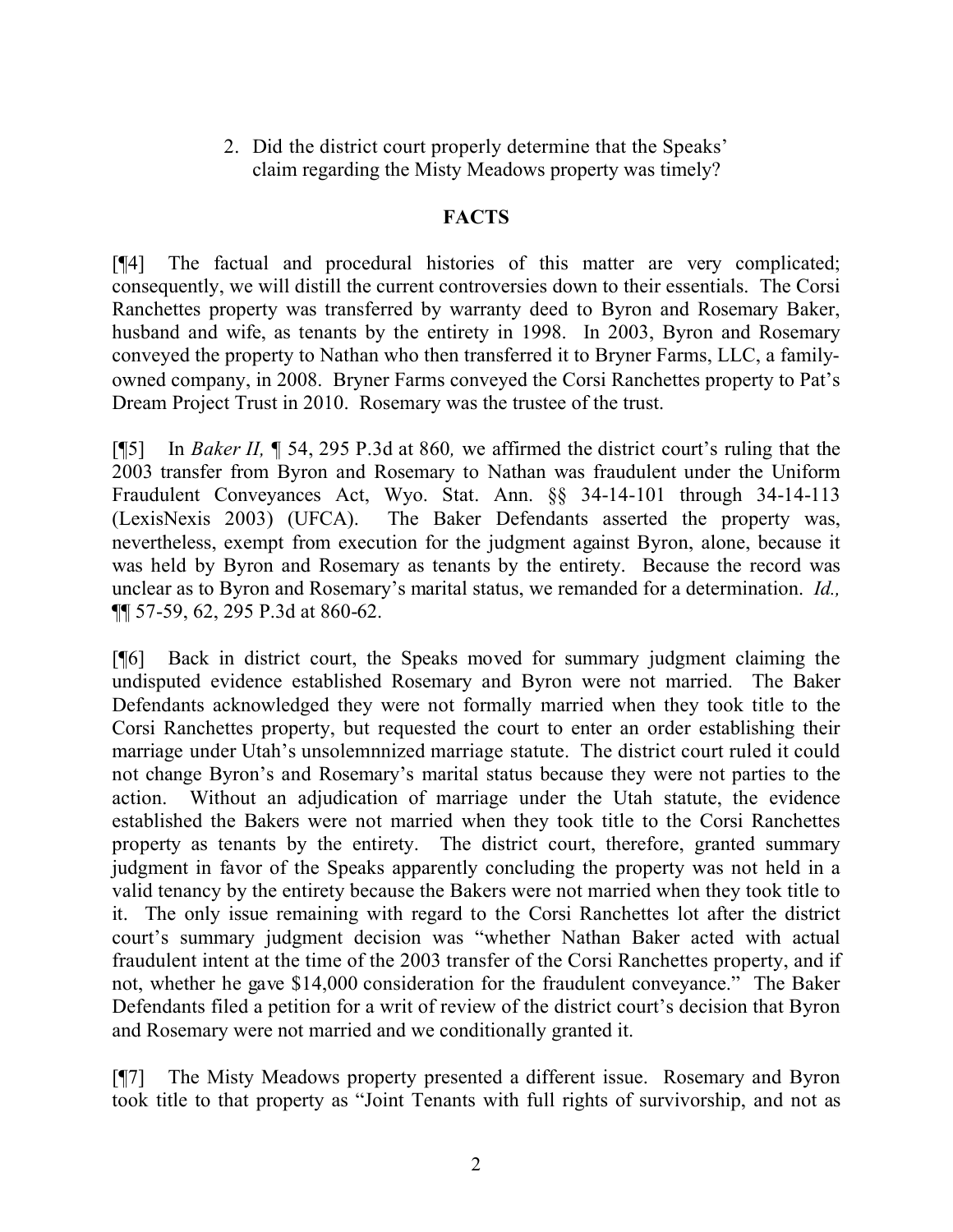2. Did the district court properly determine that the Speaks' claim regarding the Misty Meadows property was timely?

## FACTS

[¶4] The factual and procedural histories of this matter are very complicated; consequently, we will distill the current controversies down to their essentials. The Corsi Ranchettes property was transferred by warranty deed to Byron and Rosemary Baker, husband and wife, as tenants by the entirety in 1998. In 2003, Byron and Rosemary conveyed the property to Nathan who then transferred it to Bryner Farms, LLC, a family-owned company, in 2008. Bryner Farms conveyed the Corsi Ranchettes property to Pat's Dream Project Trust in 2010. Rosemary was the trustee of the trust.

[¶5] In *Baker II,* ¶ 54, 295 P.3d at 860*,* we affirmed the district court's ruling that the 2003 transfer from Byron and Rosemary to Nathan was fraudulent under the Uniform Fraudulent Conveyances Act, Wyo. Stat. Ann. §§ 34-14-101 through 34-14-113 (LexisNexis 2003) (UFCA). The Baker Defendants asserted the property was, nevertheless, exempt from execution for the judgment against Byron, alone, because it was held by Byron and Rosemary as tenants by the entirety. Because the record was unclear as to Byron and Rosemary's marital status, we remanded for a determination. *Id.,* ¶¶ 57-59, 62, 295 P.3d at 860-62.

[¶6] Back in district court, the Speaks moved for summary judgment claiming the undisputed evidence established Rosemary and Byron were not married. The Baker Defendants acknowledged they were not formally married when they took title to the Corsi Ranchettes property, but requested the court to enter an order establishing their marriage under Utah's unsolemnnized marriage statute. The district court ruled it could not change Byron's and Rosemary's marital status because they were not parties to the action. Without an adjudication of marriage under the Utah statute, the evidence established the Bakers were not married when they took title to the Corsi Ranchettes property as tenants by the entirety. The district court, therefore, granted summary judgment in favor of the Speaks apparently concluding the property was not held in a valid tenancy by the entirety because the Bakers were not married when they took title to it. The only issue remaining with regard to the Corsi Ranchettes lot after the district court's summary judgment decision was "whether Nathan Baker acted with actual fraudulent intent at the time of the 2003 transfer of the Corsi Ranchettes property, and if not, whether he gave $14,000 consideration for the fraudulent conveyance." The Baker Defendants filed a petition for a writ of review of the district court's decision that Byron and Rosemary were not married and we conditionally granted it.

[¶7] The Misty Meadows property presented a different issue. Rosemary and Byron took title to that property as "Joint Tenants with full rights of survivorship, and not as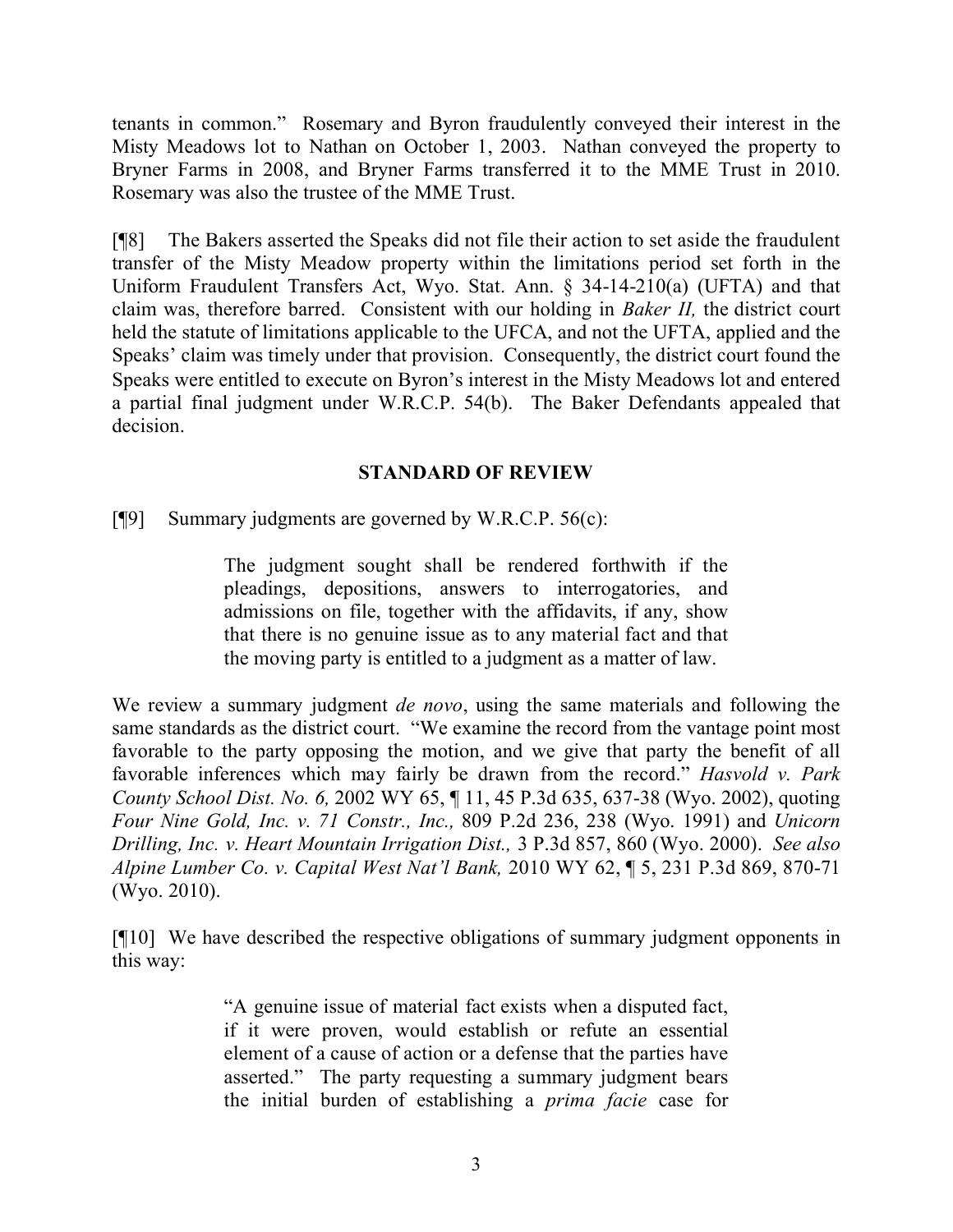tenants in common." Rosemary and Byron fraudulently conveyed their interest in the Misty Meadows lot to Nathan on October 1, 2003. Nathan conveyed the property to Bryner Farms in 2008, and Bryner Farms transferred it to the MME Trust in 2010. Rosemary was also the trustee of the MME Trust.

[¶8] The Bakers asserted the Speaks did not file their action to set aside the fraudulent transfer of the Misty Meadow property within the limitations period set forth in the Uniform Fraudulent Transfers Act, Wyo. Stat. Ann. § 34-14-210(a) (UFTA) and that claim was, therefore barred. Consistent with our holding in *Baker II,* the district court held the statute of limitations applicable to the UFCA, and not the UFTA, applied and the Speaks' claim was timely under that provision. Consequently, the district court found the Speaks were entitled to execute on Byron's interest in the Misty Meadows lot and entered a partial final judgment under W.R.C.P. 54(b). The Baker Defendants appealed that decision.

## STANDARD OF REVIEW

[¶9] Summary judgments are governed by W.R.C.P. 56(c):

> The judgment sought shall be rendered forthwith if the pleadings, depositions, answers to interrogatories, and admissions on file, together with the affidavits, if any, show that there is no genuine issue as to any material fact and that the moving party is entitled to a judgment as a matter of law.

We review a summary judgment *de novo*, using the same materials and following the same standards as the district court. "We examine the record from the vantage point most favorable to the party opposing the motion, and we give that party the benefit of all favorable inferences which may fairly be drawn from the record." *Hasvold v. Park County School Dist. No. 6,* 2002 WY 65, ¶ 11, 45 P.3d 635, 637-38 (Wyo. 2002), quoting *Four Nine Gold, Inc. v. 71 Constr., Inc.,* 809 P.2d 236, 238 (Wyo. 1991) and *Unicorn Drilling, Inc. v. Heart Mountain Irrigation Dist.,* 3 P.3d 857, 860 (Wyo. 2000). *See also Alpine Lumber Co. v. Capital West Nat'l Bank,* 2010 WY 62, ¶ 5, 231 P.3d 869, 870-71 (Wyo. 2010).

[¶10] We have described the respective obligations of summary judgment opponents in this way:

> "A genuine issue of material fact exists when a disputed fact, if it were proven, would establish or refute an essential element of a cause of action or a defense that the parties have asserted." The party requesting a summary judgment bears the initial burden of establishing a *prima facie* case for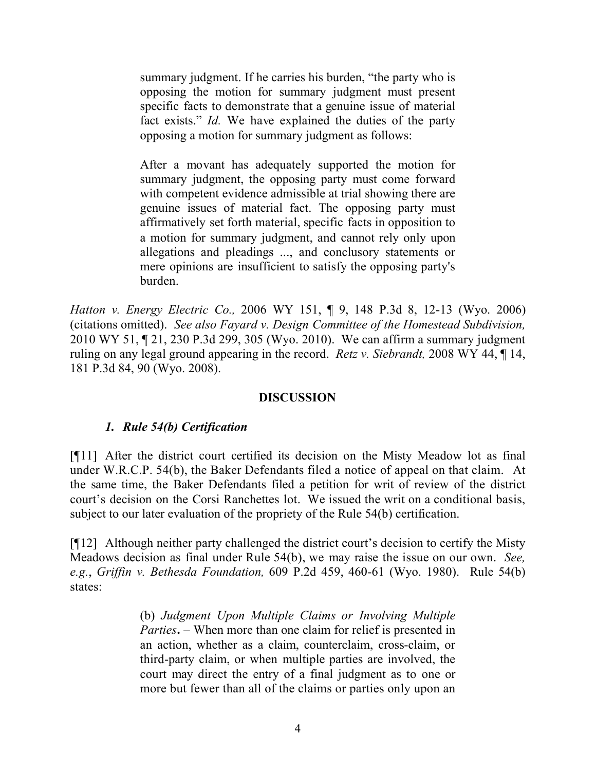summary judgment. If he carries his burden, "the party who is opposing the motion for summary judgment must present specific facts to demonstrate that a genuine issue of material fact exists." *Id.* We have explained the duties of the party opposing a motion for summary judgment as follows:

> After a movant has adequately supported the motion for summary judgment, the opposing party must come forward with competent evidence admissible at trial showing there are genuine issues of material fact. The opposing party must affirmatively set forth material, specific facts in opposition to a motion for summary judgment, and cannot rely only upon allegations and pleadings ..., and conclusory statements or mere opinions are insufficient to satisfy the opposing party's burden.

*Hatton v. Energy Electric Co.,* 2006 WY 151, ¶ 9, 148 P.3d 8, 12-13 (Wyo. 2006) (citations omitted). *See also Fayard v. Design Committee of the Homestead Subdivision,* 2010 WY 51, ¶ 21, 230 P.3d 299, 305 (Wyo. 2010). We can affirm a summary judgment ruling on any legal ground appearing in the record. *Retz v. Siebrandt,* 2008 WY 44, ¶ 14, 181 P.3d 84, 90 (Wyo. 2008).

## DISCUSSION

### *1. Rule 54(b) Certification*

[¶11] After the district court certified its decision on the Misty Meadow lot as final under W.R.C.P. 54(b), the Baker Defendants filed a notice of appeal on that claim. At the same time, the Baker Defendants filed a petition for writ of review of the district court's decision on the Corsi Ranchettes lot. We issued the writ on a conditional basis, subject to our later evaluation of the propriety of the Rule 54(b) certification.

[¶12] Although neither party challenged the district court's decision to certify the Misty Meadows decision as final under Rule 54(b), we may raise the issue on our own. *See, e.g.*, *Griffin v. Bethesda Foundation,* 609 P.2d 459, 460-61 (Wyo. 1980). Rule 54(b) states:

> (b) *Judgment Upon Multiple Claims or Involving Multiple Parties*. – When more than one claim for relief is presented in an action, whether as a claim, counterclaim, cross-claim, or third-party claim, or when multiple parties are involved, the court may direct the entry of a final judgment as to one or more but fewer than all of the claims or parties only upon an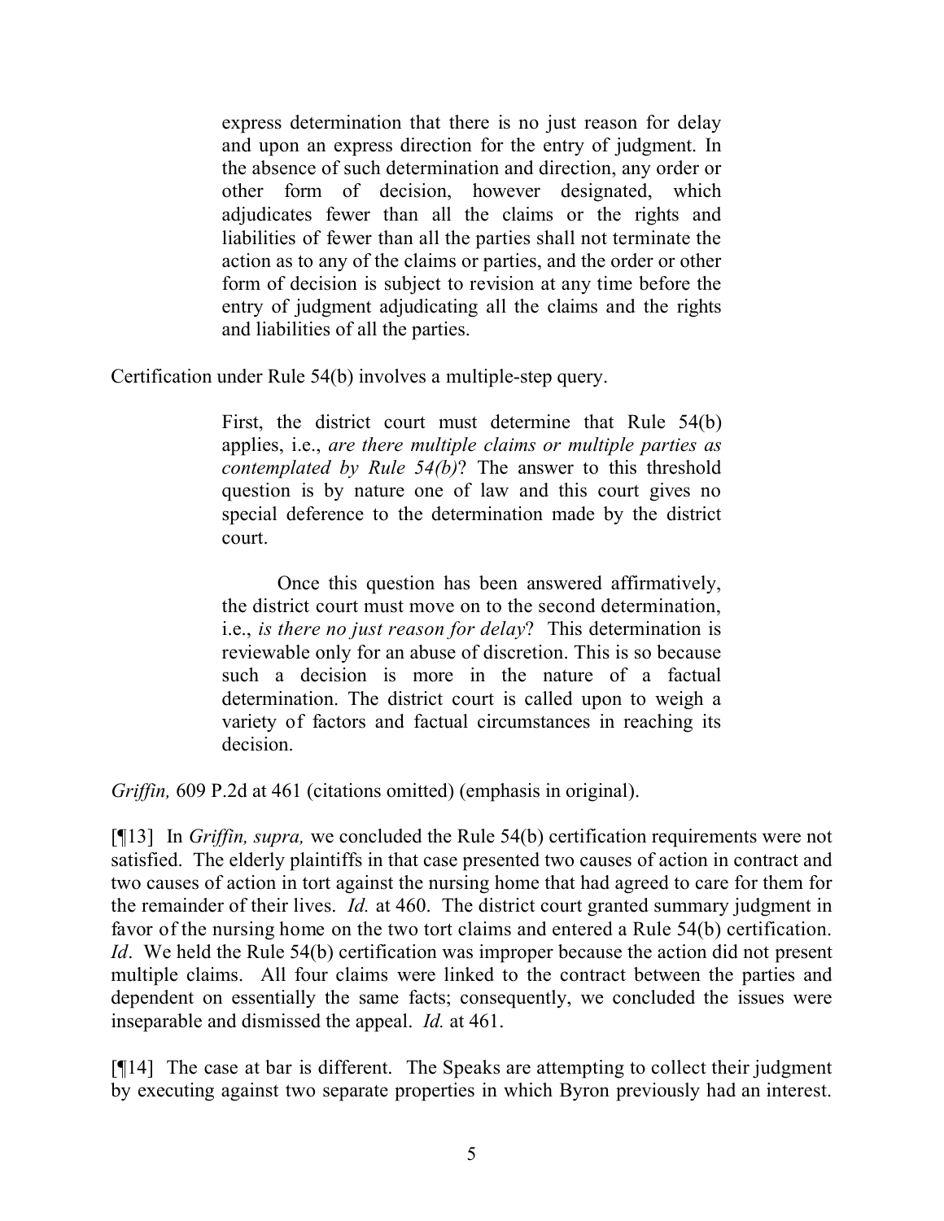> express determination that there is no just reason for delay and upon an express direction for the entry of judgment. In the absence of such determination and direction, any order or other form of decision, however designated, which adjudicates fewer than all the claims or the rights and liabilities of fewer than all the parties shall not terminate the action as to any of the claims or parties, and the order or other form of decision is subject to revision at any time before the entry of judgment adjudicating all the claims and the rights and liabilities of all the parties.

Certification under Rule 54(b) involves a multiple-step query.

> First, the district court must determine that Rule 54(b) applies, i.e., *are there multiple claims or multiple parties as contemplated by Rule 54(b)*? The answer to this threshold question is by nature one of law and this court gives no special deference to the determination made by the district court.
>
> Once this question has been answered affirmatively, the district court must move on to the second determination, i.e., *is there no just reason for delay*? This determination is reviewable only for an abuse of discretion. This is so because such a decision is more in the nature of a factual determination. The district court is called upon to weigh a variety of factors and factual circumstances in reaching its decision.

*Griffin,* 609 P.2d at 461 (citations omitted) (emphasis in original).

[¶13] In *Griffin, supra,* we concluded the Rule 54(b) certification requirements were not satisfied. The elderly plaintiffs in that case presented two causes of action in contract and two causes of action in tort against the nursing home that had agreed to care for them for the remainder of their lives. *Id.* at 460. The district court granted summary judgment in favor of the nursing home on the two tort claims and entered a Rule 54(b) certification. *Id*. We held the Rule 54(b) certification was improper because the action did not present multiple claims. All four claims were linked to the contract between the parties and dependent on essentially the same facts; consequently, we concluded the issues were inseparable and dismissed the appeal. *Id.* at 461.

[¶14] The case at bar is different. The Speaks are attempting to collect their judgment by executing against two separate properties in which Byron previously had an interest.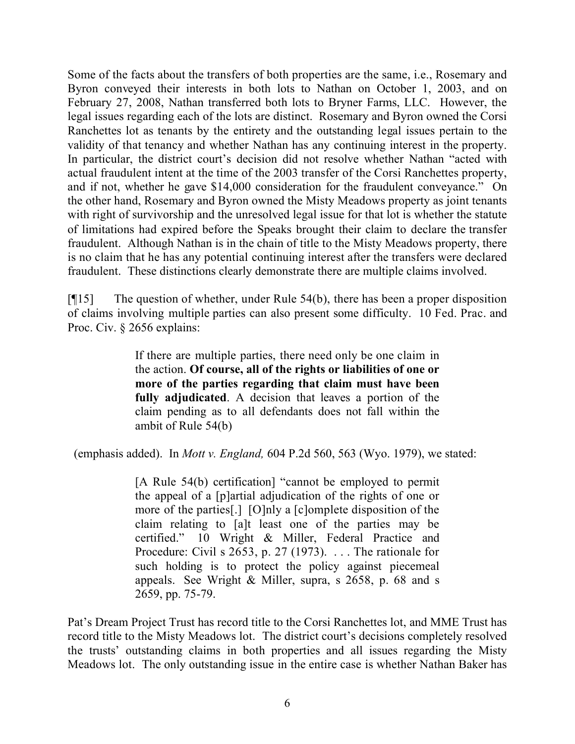Some of the facts about the transfers of both properties are the same, i.e., Rosemary and Byron conveyed their interests in both lots to Nathan on October 1, 2003, and on February 27, 2008, Nathan transferred both lots to Bryner Farms, LLC. However, the legal issues regarding each of the lots are distinct. Rosemary and Byron owned the Corsi Ranchettes lot as tenants by the entirety and the outstanding legal issues pertain to the validity of that tenancy and whether Nathan has any continuing interest in the property. In particular, the district court's decision did not resolve whether Nathan "acted with actual fraudulent intent at the time of the 2003 transfer of the Corsi Ranchettes property, and if not, whether he gave $14,000 consideration for the fraudulent conveyance." On the other hand, Rosemary and Byron owned the Misty Meadows property as joint tenants with right of survivorship and the unresolved legal issue for that lot is whether the statute of limitations had expired before the Speaks brought their claim to declare the transfer fraudulent. Although Nathan is in the chain of title to the Misty Meadows property, there is no claim that he has any potential continuing interest after the transfers were declared fraudulent. These distinctions clearly demonstrate there are multiple claims involved.

[¶15] The question of whether, under Rule 54(b), there has been a proper disposition of claims involving multiple parties can also present some difficulty. 10 Fed. Prac. and Proc. Civ. § 2656 explains:

> If there are multiple parties, there need only be one claim in the action. **Of course, all of the rights or liabilities of one or more of the parties regarding that claim must have been fully adjudicated**. A decision that leaves a portion of the claim pending as to all defendants does not fall within the ambit of Rule 54(b)

(emphasis added). In *Mott v. England,* 604 P.2d 560, 563 (Wyo. 1979), we stated:

> [A Rule 54(b) certification] "cannot be employed to permit the appeal of a [p]artial adjudication of the rights of one or more of the parties[.] [O]nly a [c]omplete disposition of the claim relating to [a]t least one of the parties may be certified." 10 Wright & Miller, Federal Practice and Procedure: Civil s 2653, p. 27 (1973). . . . The rationale for such holding is to protect the policy against piecemeal appeals. See Wright & Miller, supra, s 2658, p. 68 and s 2659, pp. 75-79.

Pat's Dream Project Trust has record title to the Corsi Ranchettes lot, and MME Trust has record title to the Misty Meadows lot. The district court's decisions completely resolved the trusts' outstanding claims in both properties and all issues regarding the Misty Meadows lot. The only outstanding issue in the entire case is whether Nathan Baker has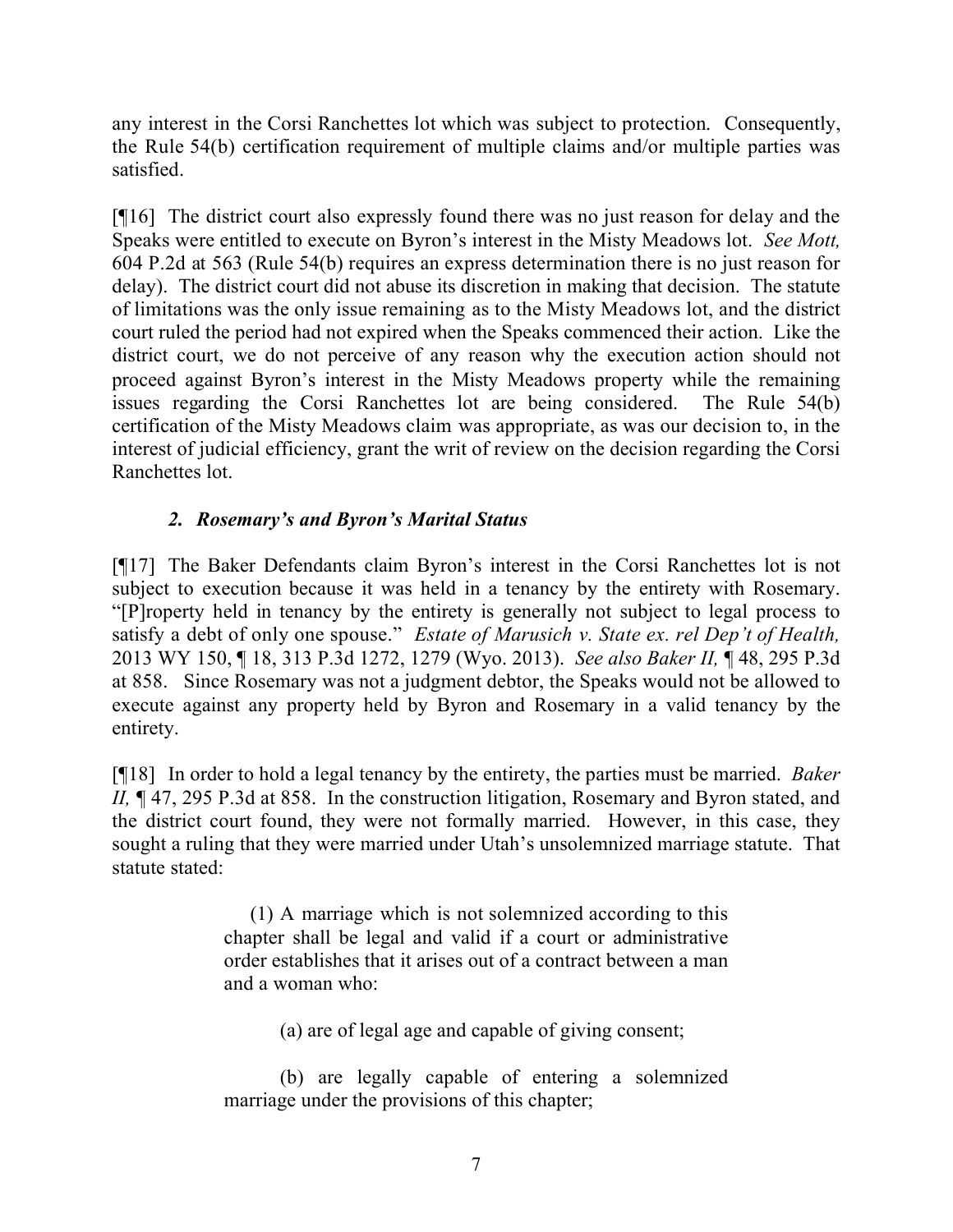any interest in the Corsi Ranchettes lot which was subject to protection. Consequently, the Rule 54(b) certification requirement of multiple claims and/or multiple parties was satisfied.

[¶16] The district court also expressly found there was no just reason for delay and the Speaks were entitled to execute on Byron's interest in the Misty Meadows lot. *See Mott,* 604 P.2d at 563 (Rule 54(b) requires an express determination there is no just reason for delay). The district court did not abuse its discretion in making that decision. The statute of limitations was the only issue remaining as to the Misty Meadows lot, and the district court ruled the period had not expired when the Speaks commenced their action. Like the district court, we do not perceive of any reason why the execution action should not proceed against Byron's interest in the Misty Meadows property while the remaining issues regarding the Corsi Ranchettes lot are being considered. The Rule 54(b) certification of the Misty Meadows claim was appropriate, as was our decision to, in the interest of judicial efficiency, grant the writ of review on the decision regarding the Corsi Ranchettes lot.

### *2. Rosemary's and Byron's Marital Status*

[¶17] The Baker Defendants claim Byron's interest in the Corsi Ranchettes lot is not subject to execution because it was held in a tenancy by the entirety with Rosemary. "[P]roperty held in tenancy by the entirety is generally not subject to legal process to satisfy a debt of only one spouse." *Estate of Marusich v. State ex. rel Dep't of Health,* 2013 WY 150, ¶ 18, 313 P.3d 1272, 1279 (Wyo. 2013). *See also Baker II,* ¶ 48, 295 P.3d at 858. Since Rosemary was not a judgment debtor, the Speaks would not be allowed to execute against any property held by Byron and Rosemary in a valid tenancy by the entirety.

[¶18] In order to hold a legal tenancy by the entirety, the parties must be married. *Baker II,* ¶ 47, 295 P.3d at 858. In the construction litigation, Rosemary and Byron stated, and the district court found, they were not formally married. However, in this case, they sought a ruling that they were married under Utah's unsolemnized marriage statute. That statute stated:

> (1) A marriage which is not solemnized according to this chapter shall be legal and valid if a court or administrative order establishes that it arises out of a contract between a man and a woman who:
>
> (a) are of legal age and capable of giving consent;
>
> (b) are legally capable of entering a solemnized marriage under the provisions of this chapter;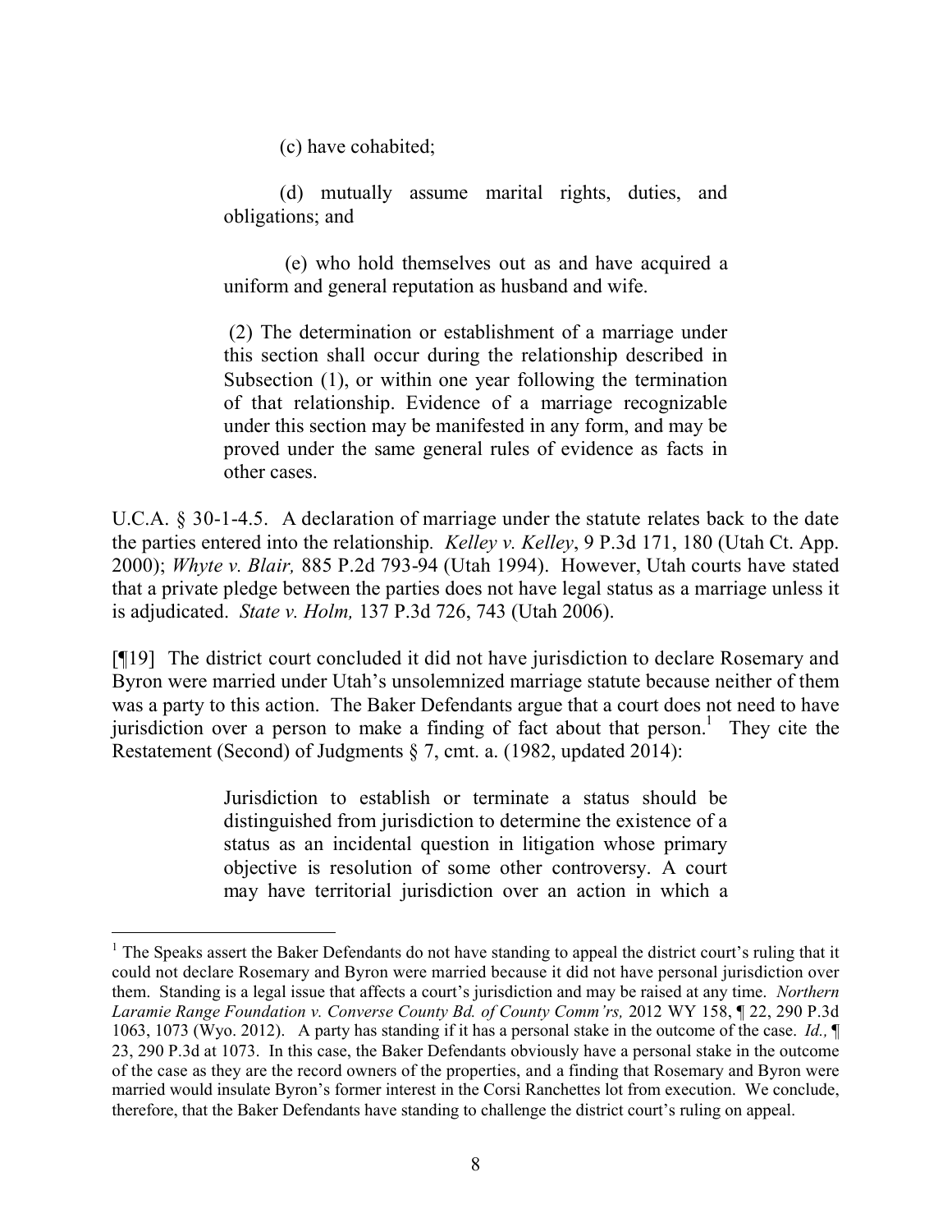> (c) have cohabited;
>
> (d) mutually assume marital rights, duties, and obligations; and
>
> (e) who hold themselves out as and have acquired a uniform and general reputation as husband and wife.
>
> (2) The determination or establishment of a marriage under this section shall occur during the relationship described in Subsection (1), or within one year following the termination of that relationship. Evidence of a marriage recognizable under this section may be manifested in any form, and may be proved under the same general rules of evidence as facts in other cases.

U.C.A. § 30-1-4.5. A declaration of marriage under the statute relates back to the date the parties entered into the relationship. *Kelley v. Kelley*, 9 P.3d 171, 180 (Utah Ct. App. 2000); *Whyte v. Blair,* 885 P.2d 793-94 (Utah 1994). However, Utah courts have stated that a private pledge between the parties does not have legal status as a marriage unless it is adjudicated. *State v. Holm,* 137 P.3d 726, 743 (Utah 2006).

[¶19] The district court concluded it did not have jurisdiction to declare Rosemary and Byron were married under Utah's unsolemnized marriage statute because neither of them was a party to this action. The Baker Defendants argue that a court does not need to have jurisdiction over a person to make a finding of fact about that person.[1] They cite the Restatement (Second) of Judgments § 7, cmt. a. (1982, updated 2014):

> Jurisdiction to establish or terminate a status should be distinguished from jurisdiction to determine the existence of a status as an incidental question in litigation whose primary objective is resolution of some other controversy. A court may have territorial jurisdiction over an action in which a

---

[1] The Speaks assert the Baker Defendants do not have standing to appeal the district court's ruling that it could not declare Rosemary and Byron were married because it did not have personal jurisdiction over them. Standing is a legal issue that affects a court's jurisdiction and may be raised at any time. *Northern Laramie Range Foundation v. Converse County Bd. of County Comm'rs,* 2012 WY 158, ¶ 22, 290 P.3d 1063, 1073 (Wyo. 2012). A party has standing if it has a personal stake in the outcome of the case. *Id.,* ¶ 23, 290 P.3d at 1073. In this case, the Baker Defendants obviously have a personal stake in the outcome of the case as they are the record owners of the properties, and a finding that Rosemary and Byron were married would insulate Byron's former interest in the Corsi Ranchettes lot from execution. We conclude, therefore, that the Baker Defendants have standing to challenge the district court's ruling on appeal.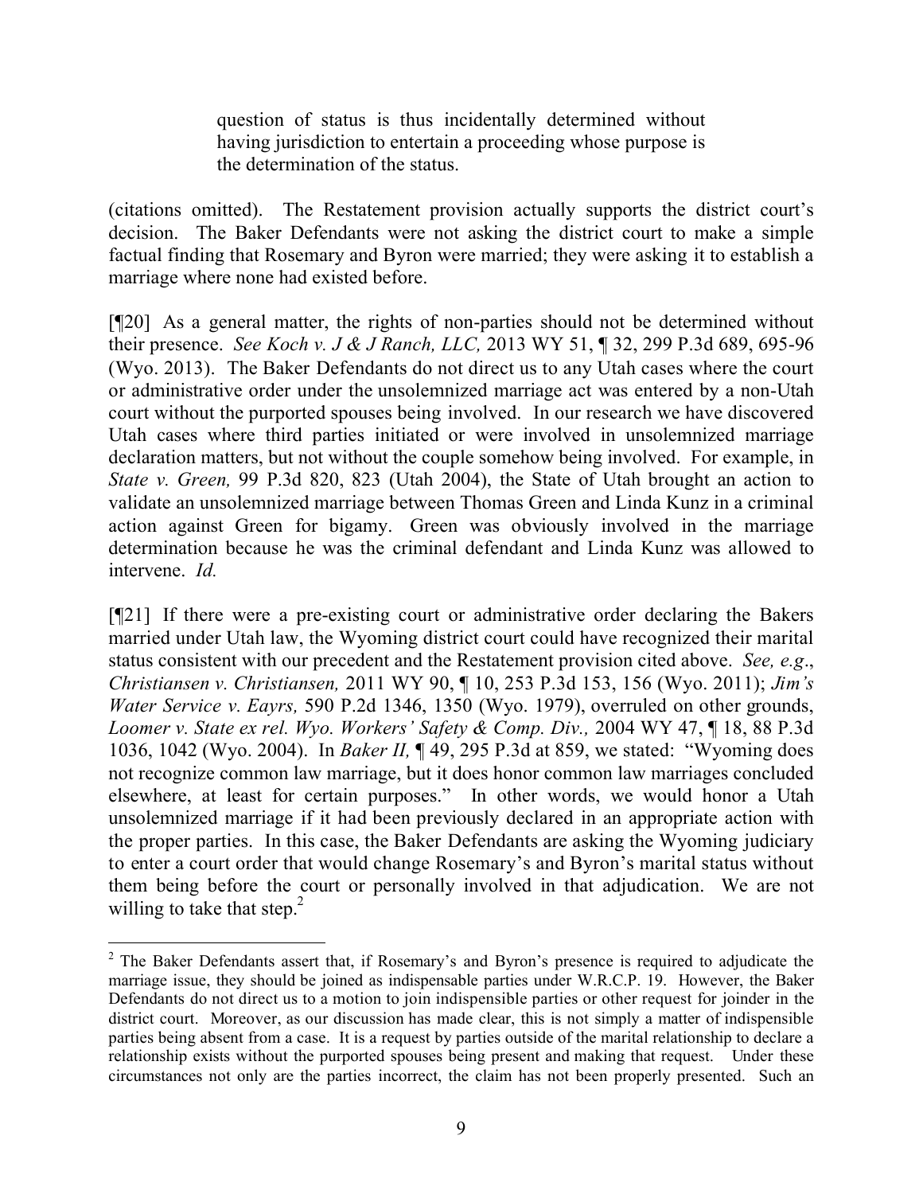> question of status is thus incidentally determined without having jurisdiction to entertain a proceeding whose purpose is the determination of the status.

(citations omitted). The Restatement provision actually supports the district court's decision. The Baker Defendants were not asking the district court to make a simple factual finding that Rosemary and Byron were married; they were asking it to establish a marriage where none had existed before.

[¶20] As a general matter, the rights of non-parties should not be determined without their presence. *See Koch v. J & J Ranch, LLC,* 2013 WY 51, ¶ 32, 299 P.3d 689, 695-96 (Wyo. 2013). The Baker Defendants do not direct us to any Utah cases where the court or administrative order under the unsolemnized marriage act was entered by a non-Utah court without the purported spouses being involved. In our research we have discovered Utah cases where third parties initiated or were involved in unsolemnized marriage declaration matters, but not without the couple somehow being involved. For example, in *State v. Green,* 99 P.3d 820, 823 (Utah 2004), the State of Utah brought an action to validate an unsolemnized marriage between Thomas Green and Linda Kunz in a criminal action against Green for bigamy. Green was obviously involved in the marriage determination because he was the criminal defendant and Linda Kunz was allowed to intervene. *Id.*

[¶21] If there were a pre-existing court or administrative order declaring the Bakers married under Utah law, the Wyoming district court could have recognized their marital status consistent with our precedent and the Restatement provision cited above. *See, e.g*., *Christiansen v. Christiansen,* 2011 WY 90, ¶ 10, 253 P.3d 153, 156 (Wyo. 2011); *Jim's Water Service v. Eayrs,* 590 P.2d 1346, 1350 (Wyo. 1979), overruled on other grounds, *Loomer v. State ex rel. Wyo. Workers' Safety & Comp. Div.,* 2004 WY 47, ¶ 18, 88 P.3d 1036, 1042 (Wyo. 2004). In *Baker II,* ¶ 49, 295 P.3d at 859, we stated: "Wyoming does not recognize common law marriage, but it does honor common law marriages concluded elsewhere, at least for certain purposes." In other words, we would honor a Utah unsolemnized marriage if it had been previously declared in an appropriate action with the proper parties. In this case, the Baker Defendants are asking the Wyoming judiciary to enter a court order that would change Rosemary's and Byron's marital status without them being before the court or personally involved in that adjudication. We are not willing to take that step.[2]

[2] The Baker Defendants assert that, if Rosemary's and Byron's presence is required to adjudicate the marriage issue, they should be joined as indispensable parties under W.R.C.P. 19. However, the Baker Defendants do not direct us to a motion to join indispensible parties or other request for joinder in the district court. Moreover, as our discussion has made clear, this is not simply a matter of indispensible parties being absent from a case. It is a request by parties outside of the marital relationship to declare a relationship exists without the purported spouses being present and making that request. Under these circumstances not only are the parties incorrect, the claim has not been properly presented. Such an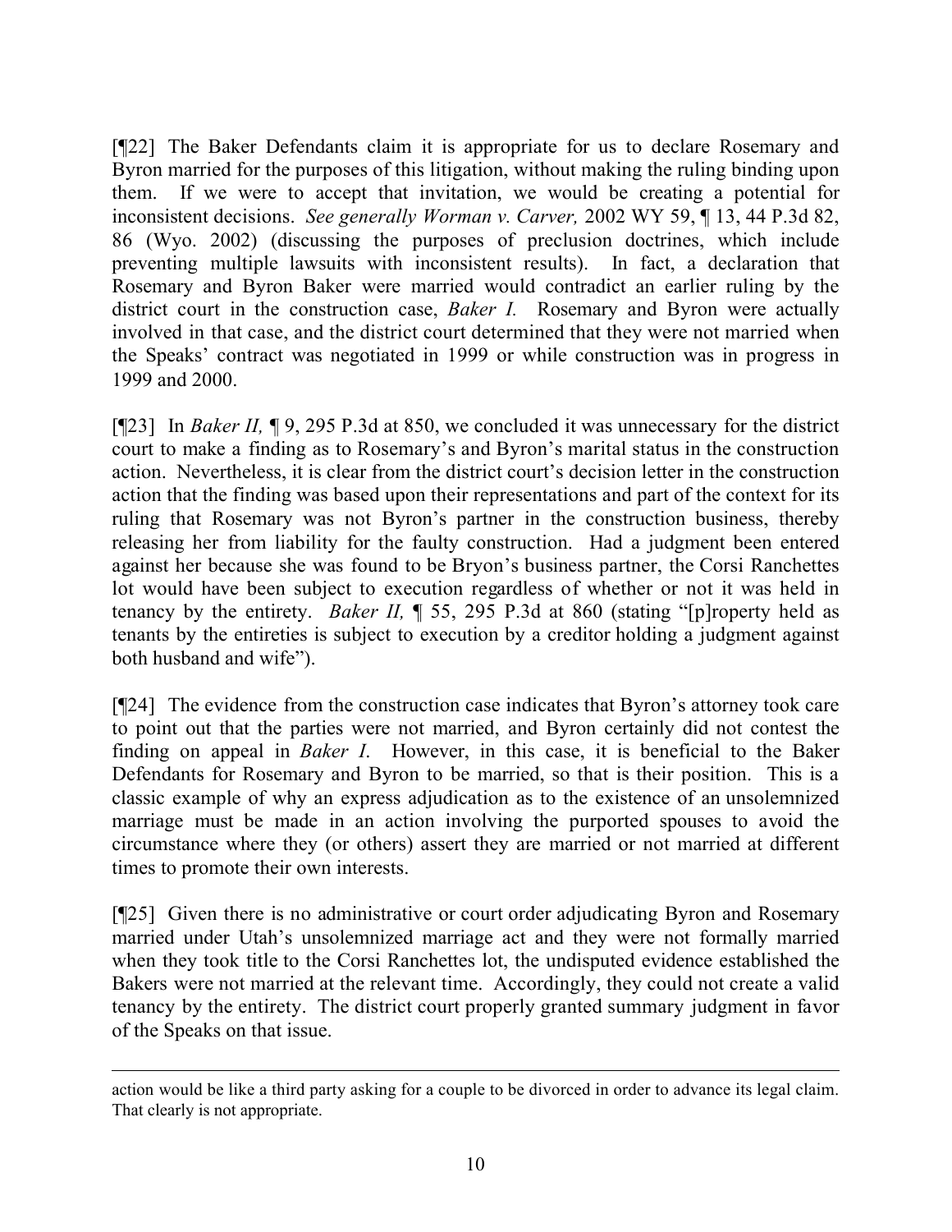[¶22] The Baker Defendants claim it is appropriate for us to declare Rosemary and Byron married for the purposes of this litigation, without making the ruling binding upon them. If we were to accept that invitation, we would be creating a potential for inconsistent decisions. *See generally Worman v. Carver,* 2002 WY 59, ¶ 13, 44 P.3d 82, 86 (Wyo. 2002) (discussing the purposes of preclusion doctrines, which include preventing multiple lawsuits with inconsistent results). In fact, a declaration that Rosemary and Byron Baker were married would contradict an earlier ruling by the district court in the construction case, *Baker I.* Rosemary and Byron were actually involved in that case, and the district court determined that they were not married when the Speaks' contract was negotiated in 1999 or while construction was in progress in 1999 and 2000.

[¶23] In *Baker II,* ¶ 9, 295 P.3d at 850, we concluded it was unnecessary for the district court to make a finding as to Rosemary's and Byron's marital status in the construction action. Nevertheless, it is clear from the district court's decision letter in the construction action that the finding was based upon their representations and part of the context for its ruling that Rosemary was not Byron's partner in the construction business, thereby releasing her from liability for the faulty construction. Had a judgment been entered against her because she was found to be Bryon's business partner, the Corsi Ranchettes lot would have been subject to execution regardless of whether or not it was held in tenancy by the entirety. *Baker II,* ¶ 55, 295 P.3d at 860 (stating "[p]roperty held as tenants by the entireties is subject to execution by a creditor holding a judgment against both husband and wife").

[¶24] The evidence from the construction case indicates that Byron's attorney took care to point out that the parties were not married, and Byron certainly did not contest the finding on appeal in *Baker I*. However, in this case, it is beneficial to the Baker Defendants for Rosemary and Byron to be married, so that is their position. This is a classic example of why an express adjudication as to the existence of an unsolemnized marriage must be made in an action involving the purported spouses to avoid the circumstance where they (or others) assert they are married or not married at different times to promote their own interests.

[¶25] Given there is no administrative or court order adjudicating Byron and Rosemary married under Utah's unsolemnized marriage act and they were not formally married when they took title to the Corsi Ranchettes lot, the undisputed evidence established the Bakers were not married at the relevant time. Accordingly, they could not create a valid tenancy by the entirety. The district court properly granted summary judgment in favor of the Speaks on that issue.

---

action would be like a third party asking for a couple to be divorced in order to advance its legal claim. That clearly is not appropriate.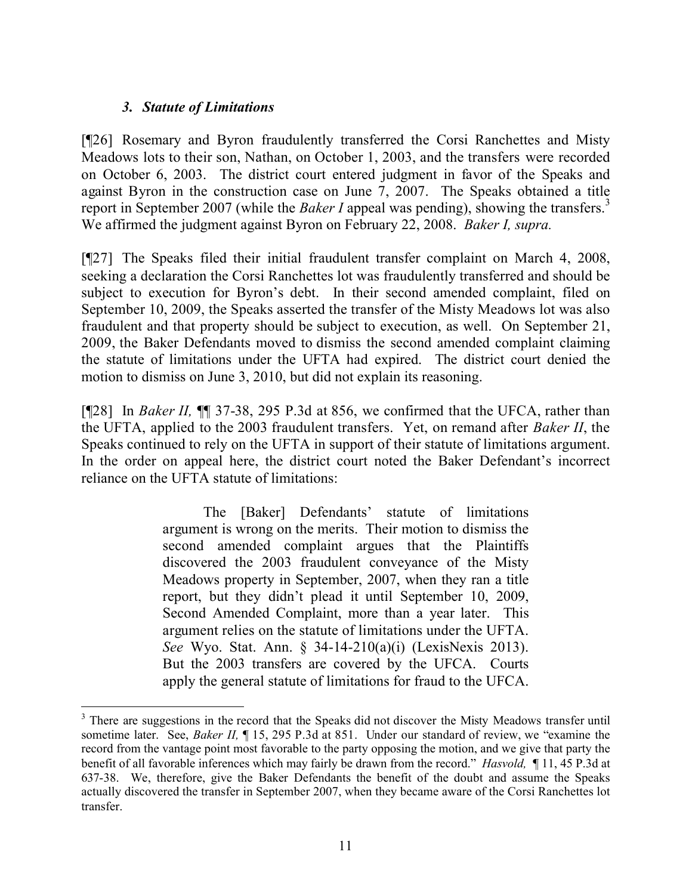### *3. Statute of Limitations*

[¶26] Rosemary and Byron fraudulently transferred the Corsi Ranchettes and Misty Meadows lots to their son, Nathan, on October 1, 2003, and the transfers were recorded on October 6, 2003. The district court entered judgment in favor of the Speaks and against Byron in the construction case on June 7, 2007. The Speaks obtained a title report in September 2007 (while the *Baker I* appeal was pending), showing the transfers.[3] We affirmed the judgment against Byron on February 22, 2008. *Baker I, supra.*

[¶27] The Speaks filed their initial fraudulent transfer complaint on March 4, 2008, seeking a declaration the Corsi Ranchettes lot was fraudulently transferred and should be subject to execution for Byron's debt. In their second amended complaint, filed on September 10, 2009, the Speaks asserted the transfer of the Misty Meadows lot was also fraudulent and that property should be subject to execution, as well. On September 21, 2009, the Baker Defendants moved to dismiss the second amended complaint claiming the statute of limitations under the UFTA had expired. The district court denied the motion to dismiss on June 3, 2010, but did not explain its reasoning.

[¶28] In *Baker II,* ¶¶ 37-38, 295 P.3d at 856, we confirmed that the UFCA, rather than the UFTA, applied to the 2003 fraudulent transfers. Yet, on remand after *Baker II*, the Speaks continued to rely on the UFTA in support of their statute of limitations argument. In the order on appeal here, the district court noted the Baker Defendant's incorrect reliance on the UFTA statute of limitations:

> The [Baker] Defendants' statute of limitations argument is wrong on the merits. Their motion to dismiss the second amended complaint argues that the Plaintiffs discovered the 2003 fraudulent conveyance of the Misty Meadows property in September, 2007, when they ran a title report, but they didn't plead it until September 10, 2009, Second Amended Complaint, more than a year later. This argument relies on the statute of limitations under the UFTA. *See* Wyo. Stat. Ann. § 34-14-210(a)(i) (LexisNexis 2013). But the 2003 transfers are covered by the UFCA. Courts apply the general statute of limitations for fraud to the UFCA.

---

[3] There are suggestions in the record that the Speaks did not discover the Misty Meadows transfer until sometime later. See, *Baker II,* ¶ 15, 295 P.3d at 851. Under our standard of review, we "examine the record from the vantage point most favorable to the party opposing the motion, and we give that party the benefit of all favorable inferences which may fairly be drawn from the record." *Hasvold,* ¶ 11, 45 P.3d at 637-38. We, therefore, give the Baker Defendants the benefit of the doubt and assume the Speaks actually discovered the transfer in September 2007, when they became aware of the Corsi Ranchettes lot transfer.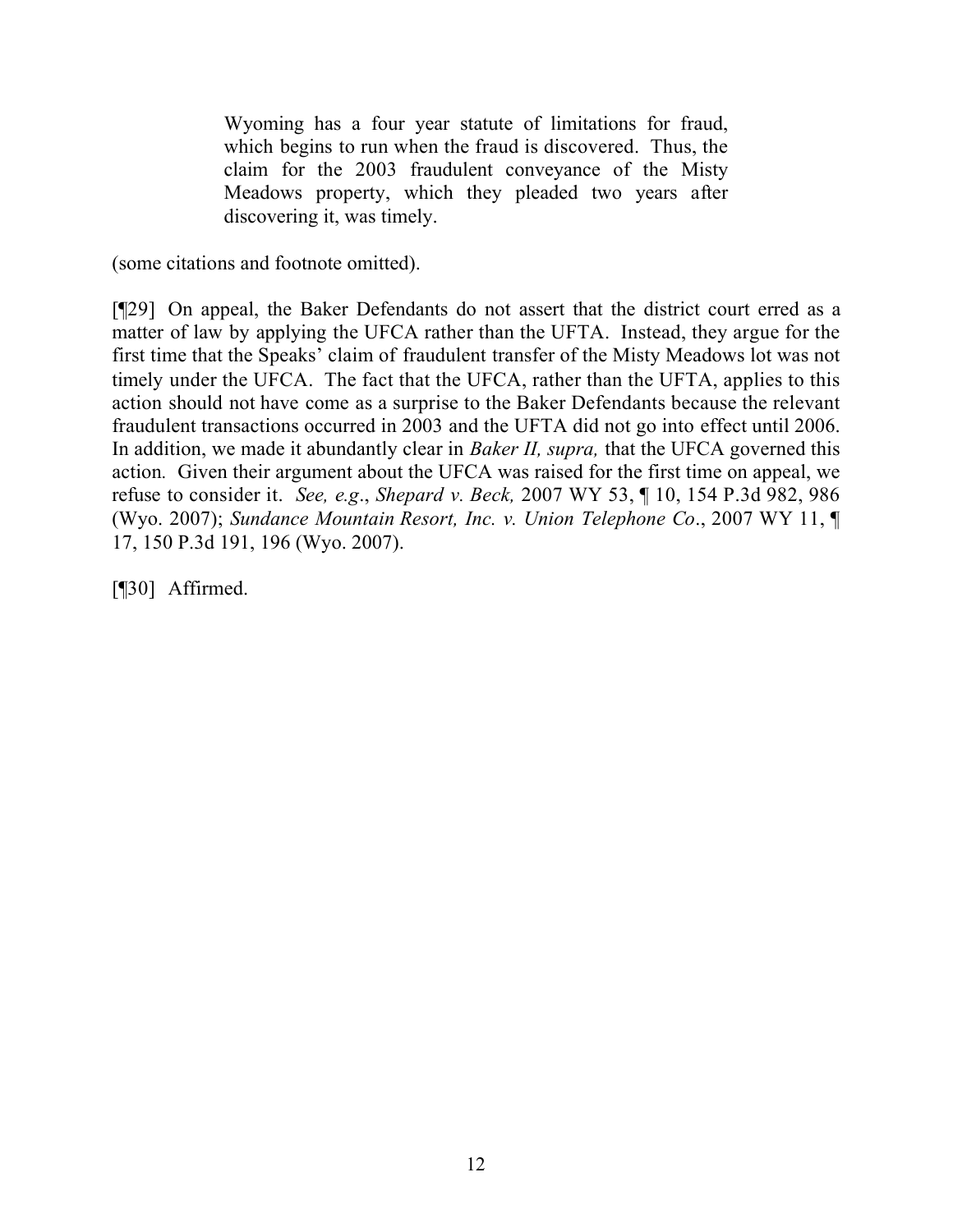> Wyoming has a four year statute of limitations for fraud, which begins to run when the fraud is discovered. Thus, the claim for the 2003 fraudulent conveyance of the Misty Meadows property, which they pleaded two years after discovering it, was timely.

(some citations and footnote omitted).

[¶29] On appeal, the Baker Defendants do not assert that the district court erred as a matter of law by applying the UFCA rather than the UFTA. Instead, they argue for the first time that the Speaks' claim of fraudulent transfer of the Misty Meadows lot was not timely under the UFCA. The fact that the UFCA, rather than the UFTA, applies to this action should not have come as a surprise to the Baker Defendants because the relevant fraudulent transactions occurred in 2003 and the UFTA did not go into effect until 2006. In addition, we made it abundantly clear in *Baker II, supra,* that the UFCA governed this action. Given their argument about the UFCA was raised for the first time on appeal, we refuse to consider it. *See, e.g*., *Shepard v. Beck,* 2007 WY 53, ¶ 10, 154 P.3d 982, 986 (Wyo. 2007); *Sundance Mountain Resort, Inc. v. Union Telephone Co*., 2007 WY 11, ¶ 17, 150 P.3d 191, 196 (Wyo. 2007).

[¶30] Affirmed.